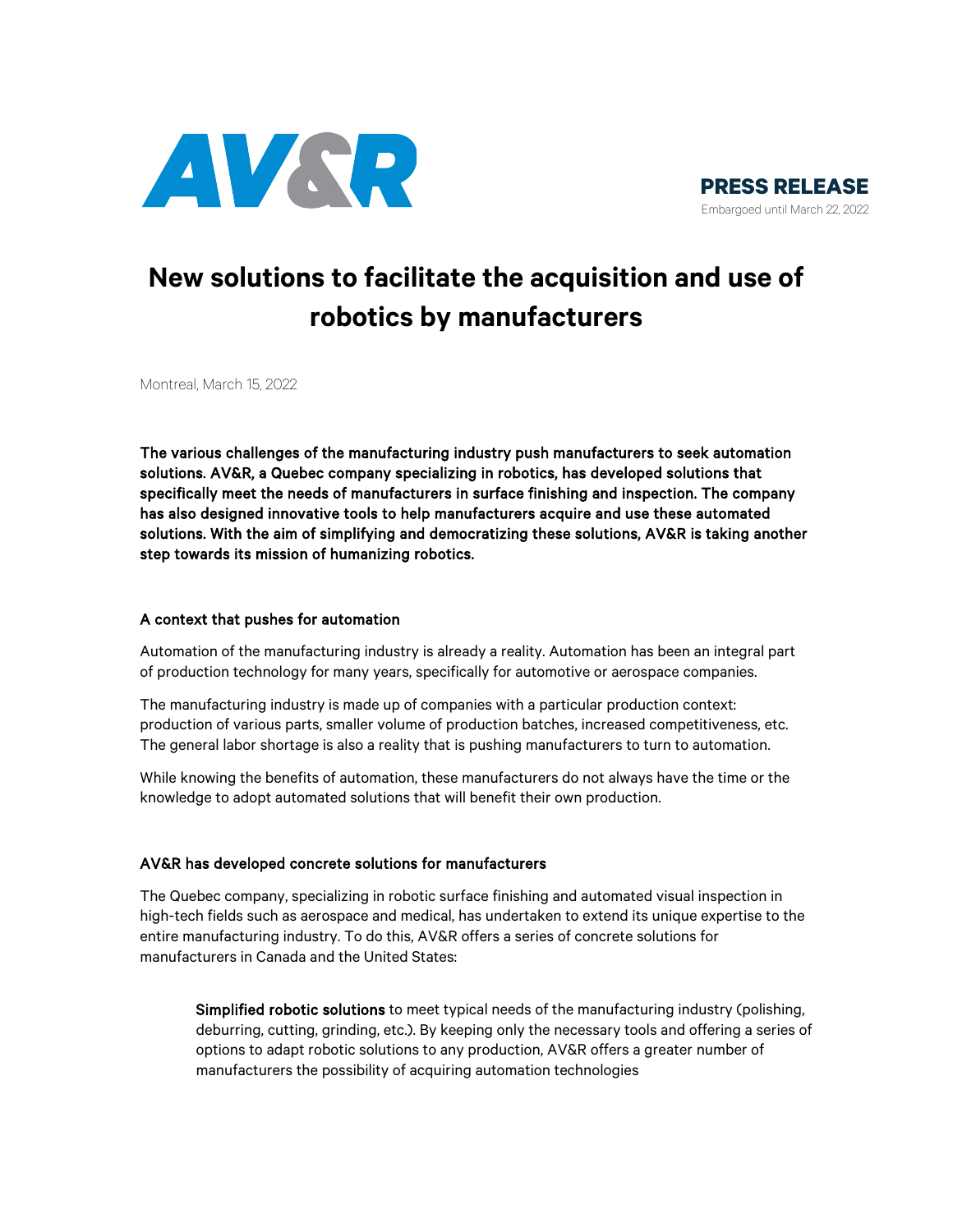AV&R

**PRESS RELEASE**
Embargoed until March 22, 2022

# New solutions to facilitate the acquisition and use of robotics by manufacturers

Montreal, March 15, 2022

**The various challenges of the manufacturing industry push manufacturers to seek automation solutions. AV&R, a Quebec company specializing in robotics, has developed solutions that specifically meet the needs of manufacturers in surface finishing and inspection. The company has also designed innovative tools to help manufacturers acquire and use these automated solutions. With the aim of simplifying and democratizing these solutions, AV&R is taking another step towards its mission of humanizing robotics.**

## A context that pushes for automation

Automation of the manufacturing industry is already a reality. Automation has been an integral part of production technology for many years, specifically for automotive or aerospace companies.

The manufacturing industry is made up of companies with a particular production context: production of various parts, smaller volume of production batches, increased competitiveness, etc. The general labor shortage is also a reality that is pushing manufacturers to turn to automation.

While knowing the benefits of automation, these manufacturers do not always have the time or the knowledge to adopt automated solutions that will benefit their own production.

## AV&R has developed concrete solutions for manufacturers

The Quebec company, specializing in robotic surface finishing and automated visual inspection in high-tech fields such as aerospace and medical, has undertaken to extend its unique expertise to the entire manufacturing industry. To do this, AV&R offers a series of concrete solutions for manufacturers in Canada and the United States:

> **Simplified robotic solutions** to meet typical needs of the manufacturing industry (polishing, deburring, cutting, grinding, etc.). By keeping only the necessary tools and offering a series of options to adapt robotic solutions to any production, AV&R offers a greater number of manufacturers the possibility of acquiring automation technologies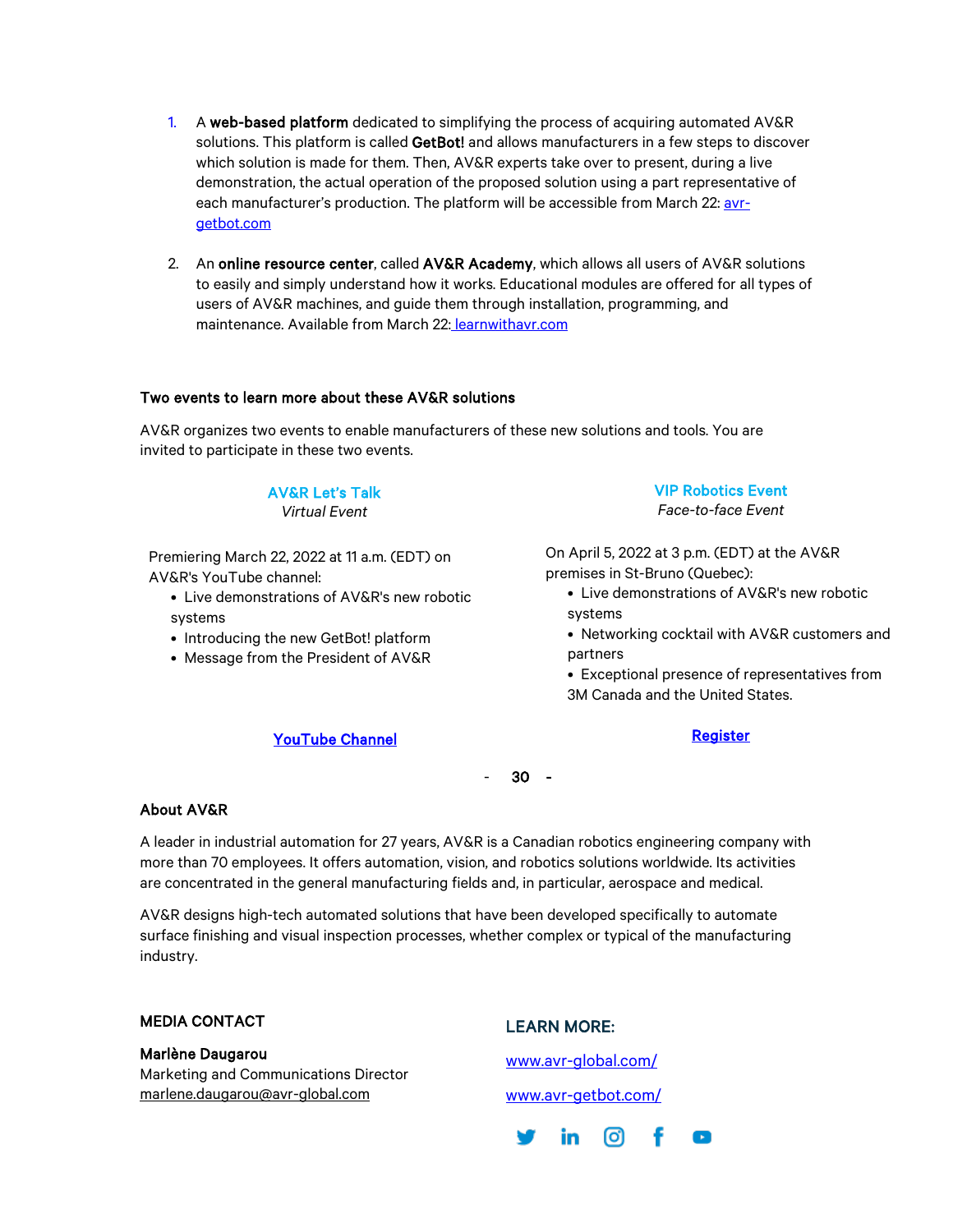1. A **web-based platform** dedicated to simplifying the process of acquiring automated AV&R solutions. This platform is called **GetBot!** and allows manufacturers in a few steps to discover which solution is made for them. Then, AV&R experts take over to present, during a live demonstration, the actual operation of the proposed solution using a part representative of each manufacturer's production. The platform will be accessible from March 22: avr-getbot.com

2. An **online resource center**, called **AV&R Academy**, which allows all users of AV&R solutions to easily and simply understand how it works. Educational modules are offered for all types of users of AV&R machines, and guide them through installation, programming, and maintenance. Available from March 22: learnwithavr.com

**Two events to learn more about these AV&R solutions**

AV&R organizes two events to enable manufacturers of these new solutions and tools. You are invited to participate in these two events.

**AV&R Let's Talk**
*Virtual Event*

Premiering March 22, 2022 at 11 a.m. (EDT) on AV&R's YouTube channel:

- Live demonstrations of AV&R's new robotic systems
- Introducing the new GetBot! platform
- Message from the President of AV&R

**YouTube Channel**

**VIP Robotics Event**
*Face-to-face Event*

On April 5, 2022 at 3 p.m. (EDT) at the AV&R premises in St-Bruno (Quebec):

- Live demonstrations of AV&R's new robotic systems
- Networking cocktail with AV&R customers and partners
- Exceptional presence of representatives from 3M Canada and the United States.

**Register**

\- **30** -

**About AV&R**

A leader in industrial automation for 27 years, AV&R is a Canadian robotics engineering company with more than 70 employees. It offers automation, vision, and robotics solutions worldwide. Its activities are concentrated in the general manufacturing fields and, in particular, aerospace and medical.

AV&R designs high-tech automated solutions that have been developed specifically to automate surface finishing and visual inspection processes, whether complex or typical of the manufacturing industry.

**MEDIA CONTACT**

**Marlène Daugarou**
Marketing and Communications Director
marlene.daugarou@avr-global.com

**LEARN MORE:**

www.avr-global.com/

www.avr-getbot.com/